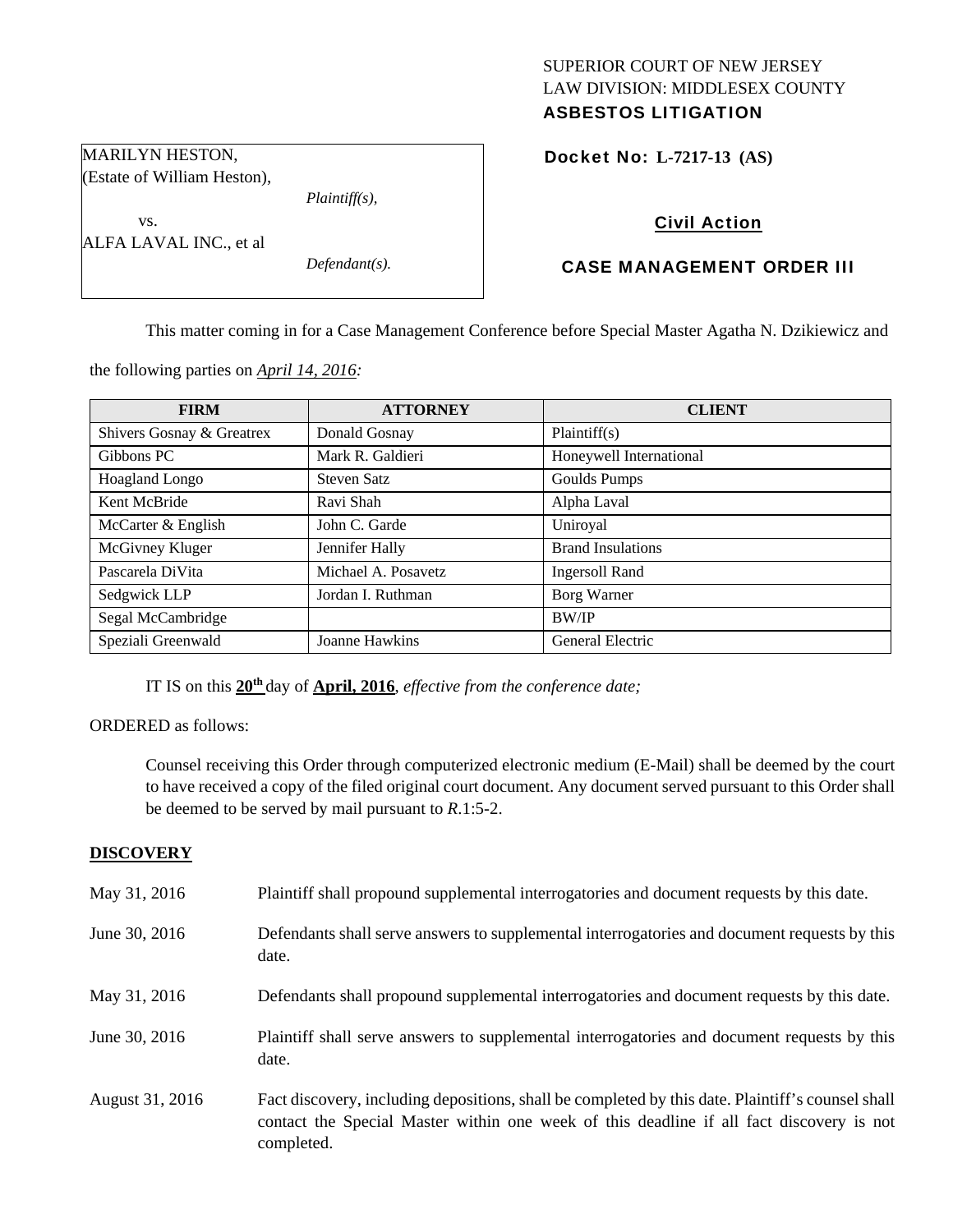SUPERIOR COURT OF NEW JERSEY
LAW DIVISION: MIDDLESEX COUNTY
**ASBESTOS LITIGATION**

MARILYN HESTON,
(Estate of William Heston),
*Plaintiff(s),*
vs.
ALFA LAVAL INC., et al
*Defendant(s).*

**Docket No: L-7217-13 (AS)**

**Civil Action**

**CASE MANAGEMENT ORDER III**

This matter coming in for a Case Management Conference before Special Master Agatha N. Dzikiewicz and the following parties on *April 14, 2016:*

| FIRM | ATTORNEY | CLIENT |
|---|---|---|
| Shivers Gosnay & Greatrex | Donald Gosnay | Plaintiff(s) |
| Gibbons PC | Mark R. Galdieri | Honeywell International |
| Hoagland Longo | Steven Satz | Goulds Pumps |
| Kent McBride | Ravi Shah | Alpha Laval |
| McCarter & English | John C. Garde | Uniroyal |
| McGivney Kluger | Jennifer Hally | Brand Insulations |
| Pascarela DiVita | Michael A. Posavetz | Ingersoll Rand |
| Sedgwick LLP | Jordan I. Ruthman | Borg Warner |
| Segal McCambridge | | BW/IP |
| Speziali Greenwald | Joanne Hawkins | General Electric |

IT IS on this **20th** day of **April, 2016**, *effective from the conference date;*

ORDERED as follows:

Counsel receiving this Order through computerized electronic medium (E-Mail) shall be deemed by the court to have received a copy of the filed original court document. Any document served pursuant to this Order shall be deemed to be served by mail pursuant to *R*.1:5-2.

**DISCOVERY**

May 31, 2016 Plaintiff shall propound supplemental interrogatories and document requests by this date.

June 30, 2016 Defendants shall serve answers to supplemental interrogatories and document requests by this date.

May 31, 2016 Defendants shall propound supplemental interrogatories and document requests by this date.

June 30, 2016 Plaintiff shall serve answers to supplemental interrogatories and document requests by this date.

August 31, 2016 Fact discovery, including depositions, shall be completed by this date. Plaintiff's counsel shall contact the Special Master within one week of this deadline if all fact discovery is not completed.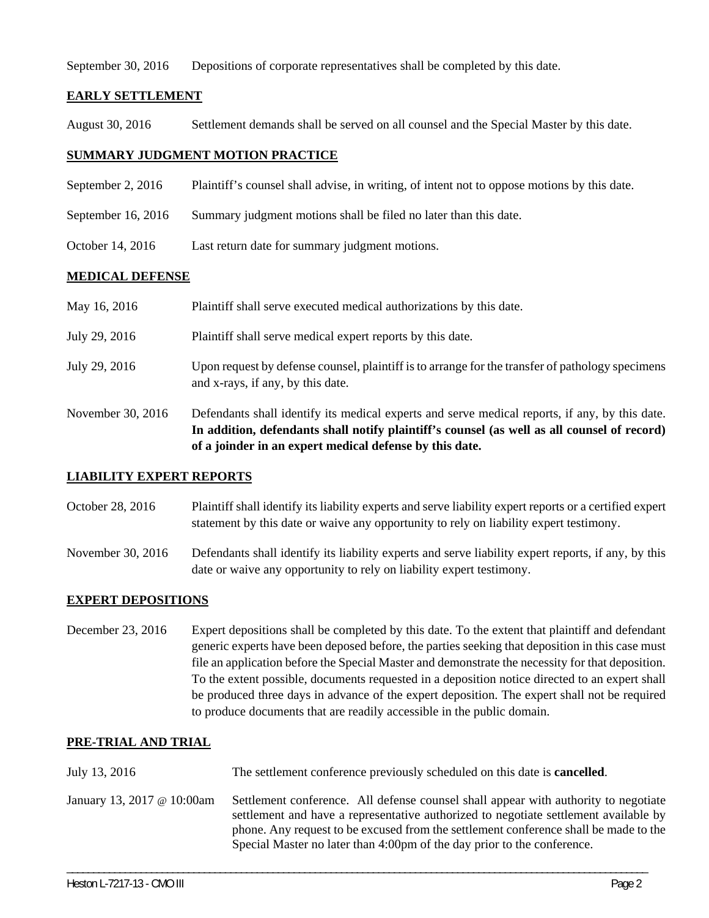September 30, 2016 Depositions of corporate representatives shall be completed by this date.

**EARLY SETTLEMENT**

August 30, 2016 Settlement demands shall be served on all counsel and the Special Master by this date.

**SUMMARY JUDGMENT MOTION PRACTICE**

September 2, 2016 Plaintiff's counsel shall advise, in writing, of intent not to oppose motions by this date.

September 16, 2016 Summary judgment motions shall be filed no later than this date.

October 14, 2016 Last return date for summary judgment motions.

**MEDICAL DEFENSE**

May 16, 2016 Plaintiff shall serve executed medical authorizations by this date.

July 29, 2016 Plaintiff shall serve medical expert reports by this date.

July 29, 2016 Upon request by defense counsel, plaintiff is to arrange for the transfer of pathology specimens and x-rays, if any, by this date.

November 30, 2016 Defendants shall identify its medical experts and serve medical reports, if any, by this date. **In addition, defendants shall notify plaintiff's counsel (as well as all counsel of record) of a joinder in an expert medical defense by this date.**

**LIABILITY EXPERT REPORTS**

October 28, 2016 Plaintiff shall identify its liability experts and serve liability expert reports or a certified expert statement by this date or waive any opportunity to rely on liability expert testimony.

November 30, 2016 Defendants shall identify its liability experts and serve liability expert reports, if any, by this date or waive any opportunity to rely on liability expert testimony.

**EXPERT DEPOSITIONS**

December 23, 2016 Expert depositions shall be completed by this date. To the extent that plaintiff and defendant generic experts have been deposed before, the parties seeking that deposition in this case must file an application before the Special Master and demonstrate the necessity for that deposition. To the extent possible, documents requested in a deposition notice directed to an expert shall be produced three days in advance of the expert deposition. The expert shall not be required to produce documents that are readily accessible in the public domain.

**PRE-TRIAL AND TRIAL**

July 13, 2016 The settlement conference previously scheduled on this date is **cancelled**.

January 13, 2017 @ 10:00am Settlement conference. All defense counsel shall appear with authority to negotiate settlement and have a representative authorized to negotiate settlement available by phone. Any request to be excused from the settlement conference shall be made to the Special Master no later than 4:00pm of the day prior to the conference.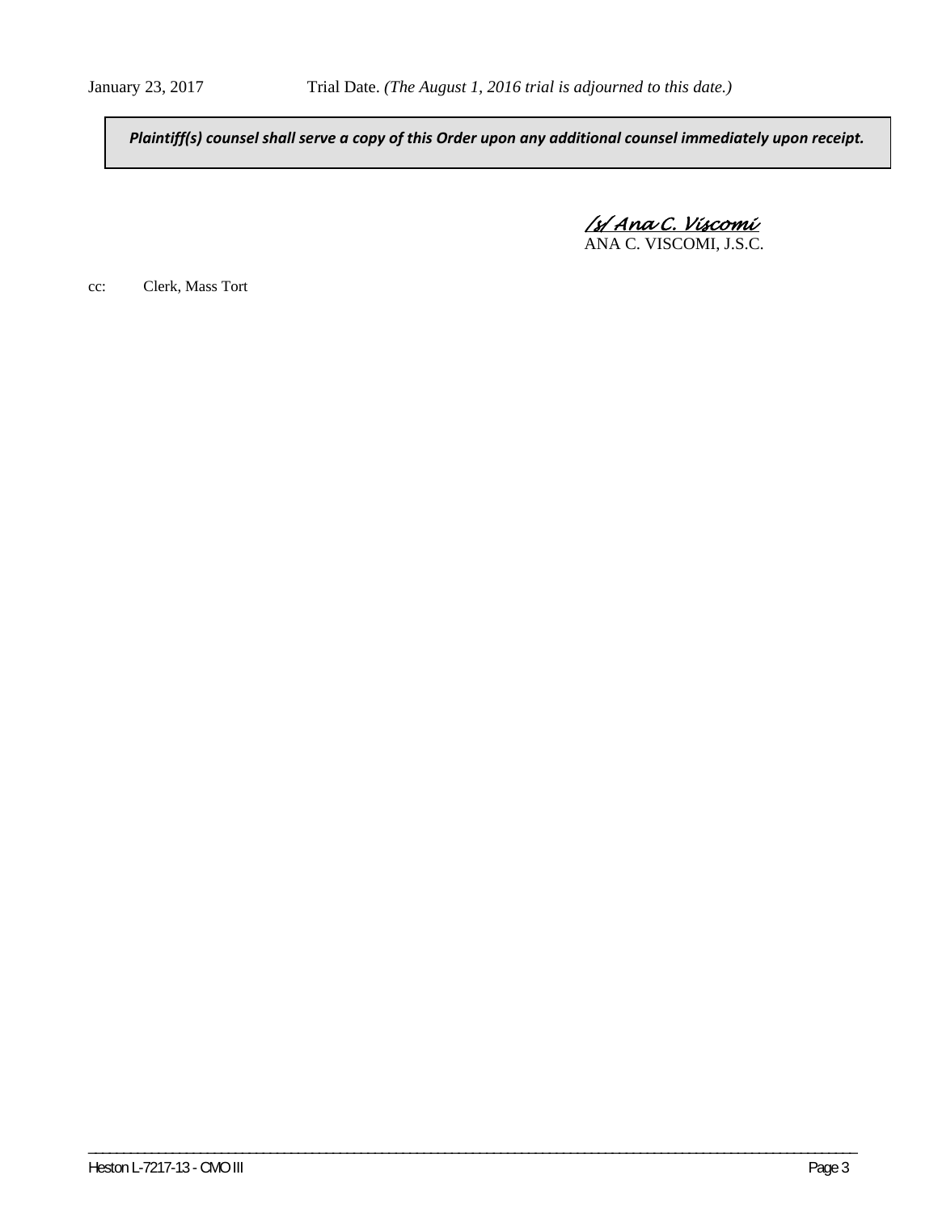January 23, 2017 Trial Date. *(The August 1, 2016 trial is adjourned to this date.)*

***Plaintiff(s) counsel shall serve a copy of this Order upon any additional counsel immediately upon receipt.***

/s/ Ana C. Viscomi
ANA C. VISCOMI, J.S.C.

cc: Clerk, Mass Tort